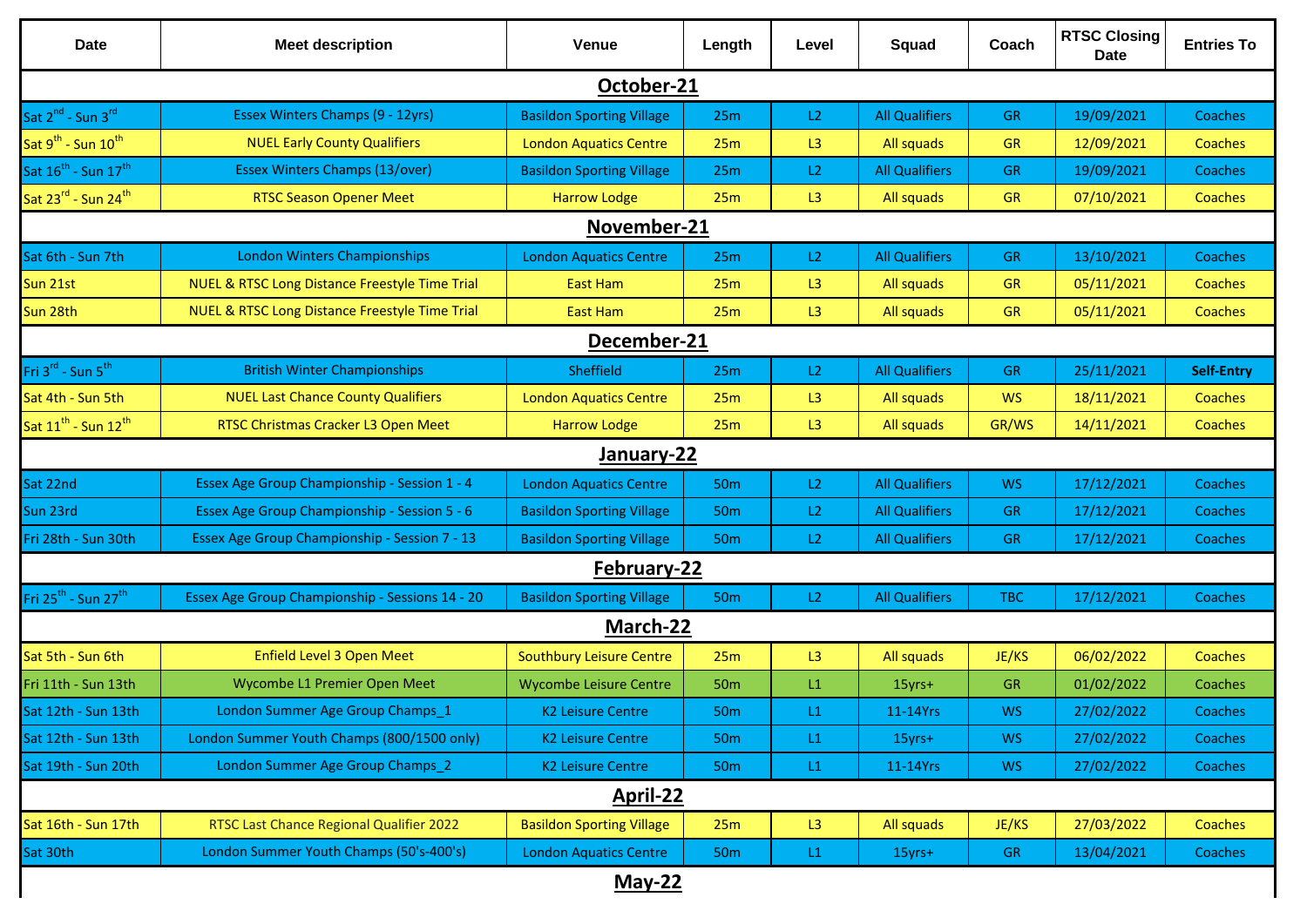| Date | Meet description | Venue | Length | Level | Squad | Coach | RTSC Closing Date | Entries To |
|---|---|---|---|---|---|---|---|---|
| **October-21** | | | | | | | | |
| Sat 2nd - Sun 3rd | Essex Winters Champs (9 - 12yrs) | Basildon Sporting Village | 25m | L2 | All Qualifiers | GR | 19/09/2021 | Coaches |
| Sat 9th - Sun 10th | NUEL Early County Qualifiers | London Aquatics Centre | 25m | L3 | All squads | GR | 12/09/2021 | Coaches |
| Sat 16th - Sun 17th | Essex Winters Champs (13/over) | Basildon Sporting Village | 25m | L2 | All Qualifiers | GR | 19/09/2021 | Coaches |
| Sat 23rd - Sun 24th | RTSC Season Opener Meet | Harrow Lodge | 25m | L3 | All squads | GR | 07/10/2021 | Coaches |
| **November-21** | | | | | | | | |
| Sat 6th - Sun 7th | London Winters Championships | London Aquatics Centre | 25m | L2 | All Qualifiers | GR | 13/10/2021 | Coaches |
| Sun 21st | NUEL & RTSC Long Distance Freestyle Time Trial | East Ham | 25m | L3 | All squads | GR | 05/11/2021 | Coaches |
| Sun 28th | NUEL & RTSC Long Distance Freestyle Time Trial | East Ham | 25m | L3 | All squads | GR | 05/11/2021 | Coaches |
| **December-21** | | | | | | | | |
| Fri 3rd - Sun 5th | British Winter Championships | Sheffield | 25m | L2 | All Qualifiers | GR | 25/11/2021 | **Self-Entry** |
| Sat 4th - Sun 5th | NUEL Last Chance County Qualifiers | London Aquatics Centre | 25m | L3 | All squads | WS | 18/11/2021 | Coaches |
| Sat 11th - Sun 12th | RTSC Christmas Cracker L3 Open Meet | Harrow Lodge | 25m | L3 | All squads | GR/WS | 14/11/2021 | Coaches |
| **January-22** | | | | | | | | |
| Sat 22nd | Essex Age Group Championship - Session 1 - 4 | London Aquatics Centre | 50m | L2 | All Qualifiers | WS | 17/12/2021 | Coaches |
| Sun 23rd | Essex Age Group Championship - Session 5 - 6 | Basildon Sporting Village | 50m | L2 | All Qualifiers | GR | 17/12/2021 | Coaches |
| Fri 28th - Sun 30th | Essex Age Group Championship - Session 7 - 13 | Basildon Sporting Village | 50m | L2 | All Qualifiers | GR | 17/12/2021 | Coaches |
| **February-22** | | | | | | | | |
| Fri 25th - Sun 27th | Essex Age Group Championship - Sessions 14 - 20 | Basildon Sporting Village | 50m | L2 | All Qualifiers | TBC | 17/12/2021 | Coaches |
| **March-22** | | | | | | | | |
| Sat 5th - Sun 6th | Enfield Level 3 Open Meet | Southbury Leisure Centre | 25m | L3 | All squads | JE/KS | 06/02/2022 | Coaches |
| Fri 11th - Sun 13th | Wycombe L1 Premier Open Meet | Wycombe Leisure Centre | 50m | L1 | 15yrs+ | GR | 01/02/2022 | Coaches |
| Sat 12th - Sun 13th | London Summer Age Group Champs_1 | K2 Leisure Centre | 50m | L1 | 11-14Yrs | WS | 27/02/2022 | Coaches |
| Sat 12th - Sun 13th | London Summer Youth Champs (800/1500 only) | K2 Leisure Centre | 50m | L1 | 15yrs+ | WS | 27/02/2022 | Coaches |
| Sat 19th - Sun 20th | London Summer Age Group Champs_2 | K2 Leisure Centre | 50m | L1 | 11-14Yrs | WS | 27/02/2022 | Coaches |
| **April-22** | | | | | | | | |
| Sat 16th - Sun 17th | RTSC Last Chance Regional Qualifier 2022 | Basildon Sporting Village | 25m | L3 | All squads | JE/KS | 27/03/2022 | Coaches |
| Sat 30th | London Summer Youth Champs (50's-400's) | London Aquatics Centre | 50m | L1 | 15yrs+ | GR | 13/04/2021 | Coaches |
| **May-22** | | | | | | | | |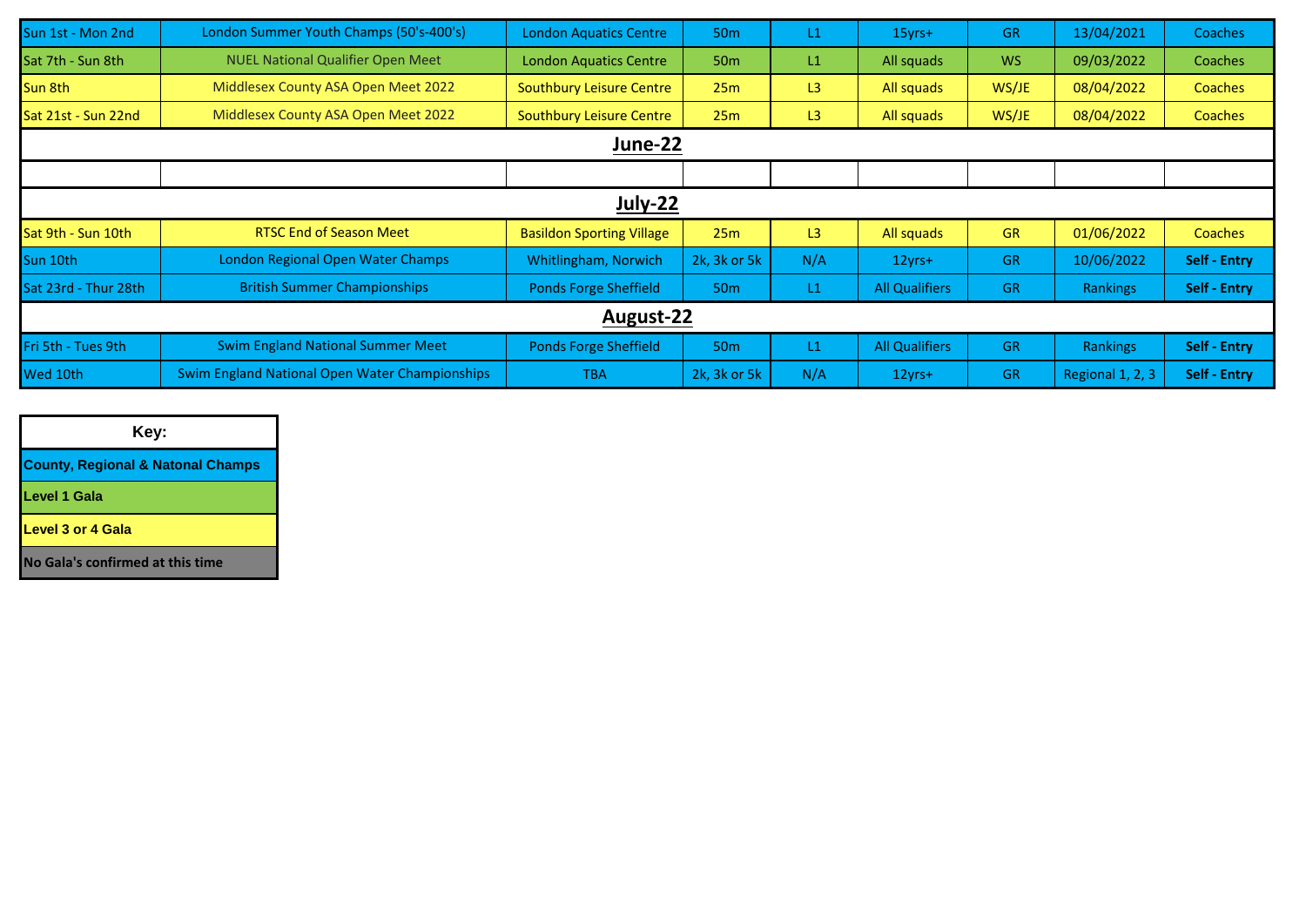| | | | | | | | | |
|---|---|---|---|---|---|---|---|---|
| Sun 1st - Mon 2nd | London Summer Youth Champs (50's-400's) | London Aquatics Centre | 50m | L1 | 15yrs+ | GR | 13/04/2021 | Coaches |
| Sat 7th - Sun 8th | NUEL National Qualifier Open Meet | London Aquatics Centre | 50m | L1 | All squads | WS | 09/03/2022 | Coaches |
| Sun 8th | Middlesex County ASA Open Meet 2022 | Southbury Leisure Centre | 25m | L3 | All squads | WS/JE | 08/04/2022 | Coaches |
| Sat 21st - Sun 22nd | Middlesex County ASA Open Meet 2022 | Southbury Leisure Centre | 25m | L3 | All squads | WS/JE | 08/04/2022 | Coaches |
| **June-22** | | | | | | | | |
| | | | | | | | | |
| **July-22** | | | | | | | | |
| Sat 9th - Sun 10th | RTSC End of Season Meet | Basildon Sporting Village | 25m | L3 | All squads | GR | 01/06/2022 | Coaches |
| Sun 10th | London Regional Open Water Champs | Whitlingham, Norwich | 2k, 3k or 5k | N/A | 12yrs+ | GR | 10/06/2022 | **Self - Entry** |
| Sat 23rd - Thur 28th | British Summer Championships | Ponds Forge Sheffield | 50m | L1 | All Qualifiers | GR | Rankings | **Self - Entry** |
| **August-22** | | | | | | | | |
| Fri 5th - Tues 9th | Swim England National Summer Meet | Ponds Forge Sheffield | 50m | L1 | All Qualifiers | GR | Rankings | **Self - Entry** |
| Wed 10th | Swim England National Open Water Championships | TBA | 2k, 3k or 5k | N/A | 12yrs+ | GR | Regional 1, 2, 3 | **Self - Entry** |

| Key: |
|---|
| **County, Regional & Natonal Champs** |
| **Level 1 Gala** |
| **Level 3 or 4 Gala** |
| **No Gala's confirmed at this time** |